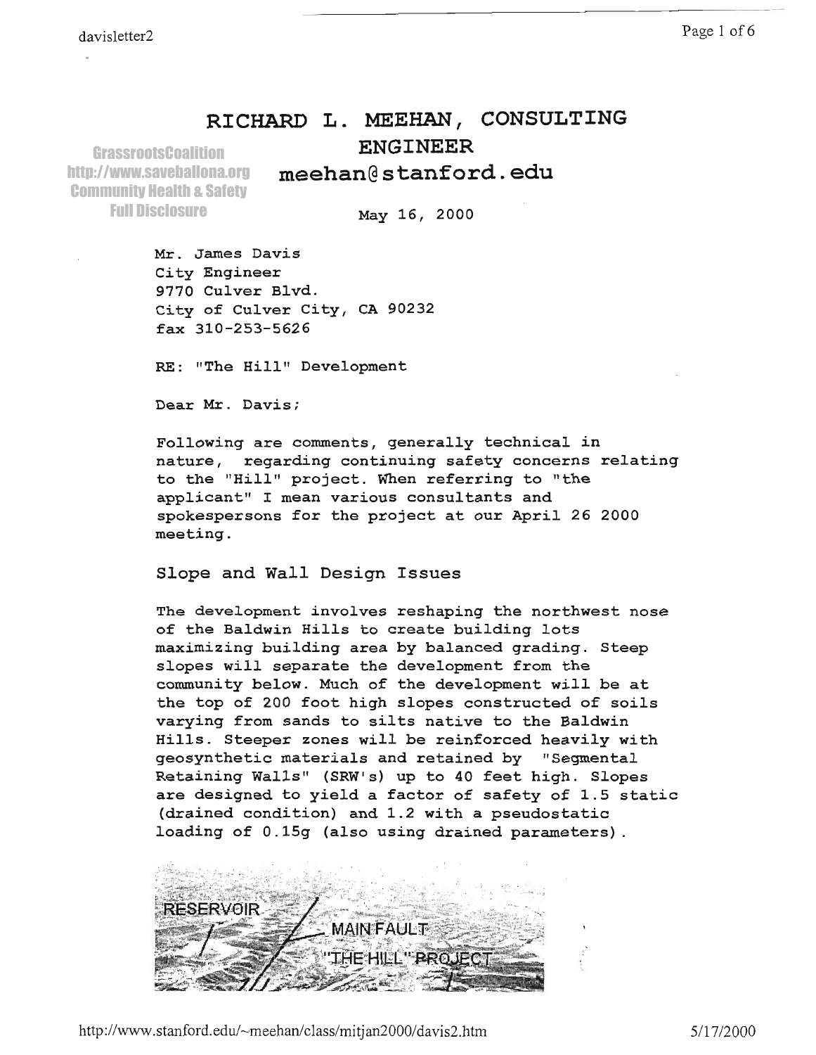# RICHARD L. MEEHAN, CONSULTING ENGINEER

**meehan@stanford.edu**

GrassrootsCoalition
http://www.saveballona.org
Community Health & Safety
Full Disclosure

May 16, 2000

Mr. James Davis
City Engineer
9770 Culver Blvd.
City of Culver City, CA 90232
fax 310-253-5626

RE: "The Hill" Development

Dear Mr. Davis;

Following are comments, generally technical in nature, regarding continuing safety concerns relating to the "Hill" project. When referring to "the applicant" I mean various consultants and spokespersons for the project at our April 26 2000 meeting.

## Slope and Wall Design Issues

The development involves reshaping the northwest nose of the Baldwin Hills to create building lots maximizing building area by balanced grading. Steep slopes will separate the development from the community below. Much of the development will be at the top of 200 foot high slopes constructed of soils varying from sands to silts native to the Baldwin Hills. Steeper zones will be reinforced heavily with geosynthetic materials and retained by "Segmental Retaining Walls" (SRW's) up to 40 feet high. Slopes are designed to yield a factor of safety of 1.5 static (drained condition) and 1.2 with a pseudostatic loading of 0.15g (also using drained parameters).

RESERVOIR

MAIN FAULT

"THE HILL" PROJECT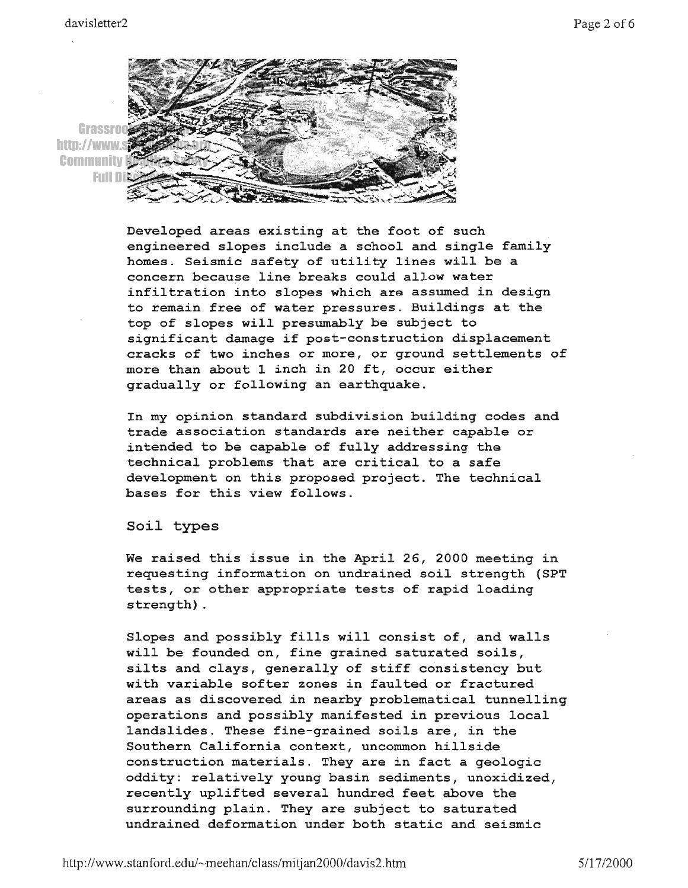Developed areas existing at the foot of such engineered slopes include a school and single family homes. Seismic safety of utility lines will be a concern because line breaks could allow water infiltration into slopes which are assumed in design to remain free of water pressures. Buildings at the top of slopes will presumably be subject to significant damage if post-construction displacement cracks of two inches or more, or ground settlements of more than about 1 inch in 20 ft, occur either gradually or following an earthquake.

In my opinion standard subdivision building codes and trade association standards are neither capable or intended to be capable of fully addressing the technical problems that are critical to a safe development on this proposed project. The technical bases for this view follows.

## Soil types

We raised this issue in the April 26, 2000 meeting in requesting information on undrained soil strength (SPT tests, or other appropriate tests of rapid loading strength).

Slopes and possibly fills will consist of, and walls will be founded on, fine grained saturated soils, silts and clays, generally of stiff consistency but with variable softer zones in faulted or fractured areas as discovered in nearby problematical tunnelling operations and possibly manifested in previous local landslides. These fine-grained soils are, in the Southern California context, uncommon hillside construction materials. They are in fact a geologic oddity: relatively young basin sediments, unoxidized, recently uplifted several hundred feet above the surrounding plain. They are subject to saturated undrained deformation under both static and seismic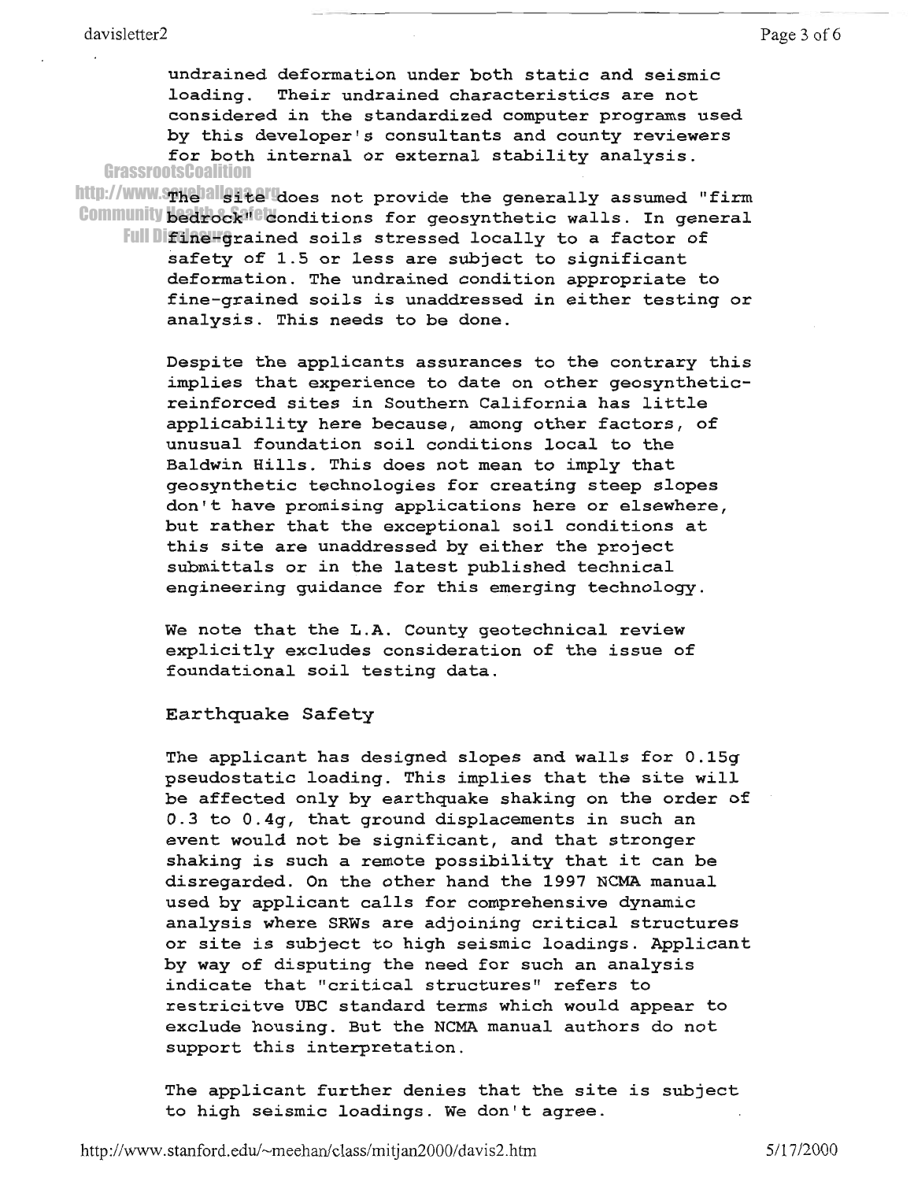undrained deformation under both static and seismic loading. Their undrained characteristics are not considered in the standardized computer programs used by this developer's consultants and county reviewers for both internal or external stability analysis.

The site does not provide the generally assumed "firm bedrock" conditions for geosynthetic walls. In general fine-grained soils stressed locally to a factor of safety of 1.5 or less are subject to significant deformation. The undrained condition appropriate to fine-grained soils is unaddressed in either testing or analysis. This needs to be done.

Despite the applicants assurances to the contrary this implies that experience to date on other geosynthetic-reinforced sites in Southern California has little applicability here because, among other factors, of unusual foundation soil conditions local to the Baldwin Hills. This does not mean to imply that geosynthetic technologies for creating steep slopes don't have promising applications here or elsewhere, but rather that the exceptional soil conditions at this site are unaddressed by either the project submittals or in the latest published technical engineering guidance for this emerging technology.

We note that the L.A. County geotechnical review explicitly excludes consideration of the issue of foundational soil testing data.

## Earthquake Safety

The applicant has designed slopes and walls for 0.15g pseudostatic loading. This implies that the site will be affected only by earthquake shaking on the order of 0.3 to 0.4g, that ground displacements in such an event would not be significant, and that stronger shaking is such a remote possibility that it can be disregarded. On the other hand the 1997 NCMA manual used by applicant calls for comprehensive dynamic analysis where SRWs are adjoining critical structures or site is subject to high seismic loadings. Applicant by way of disputing the need for such an analysis indicate that "critical structures" refers to restricitve UBC standard terms which would appear to exclude housing. But the NCMA manual authors do not support this interpretation.

The applicant further denies that the site is subject to high seismic loadings. We don't agree.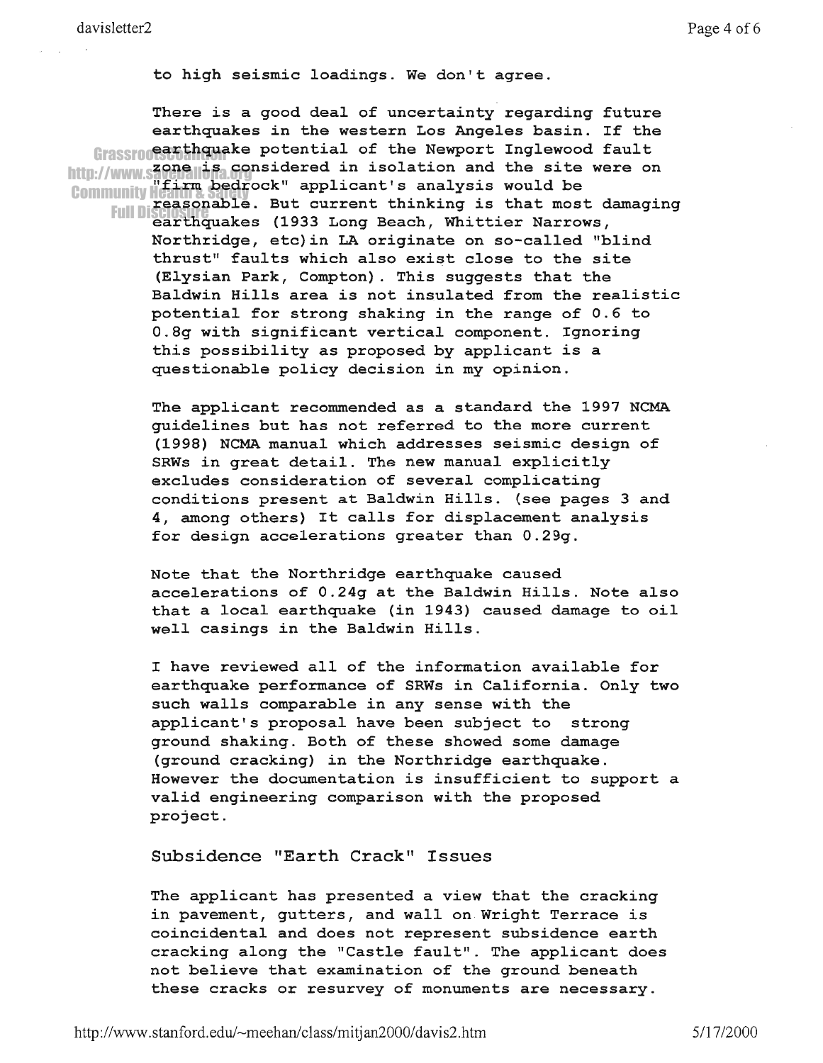to high seismic loadings. We don't agree.

There is a good deal of uncertainty regarding future earthquakes in the western Los Angeles basin. If the earthquake potential of the Newport Inglewood fault zone is considered in isolation and the site were on "firm bedrock" applicant's analysis would be reasonable. But current thinking is that most damaging earthquakes (1933 Long Beach, Whittier Narrows, Northridge, etc)in LA originate on so-called "blind thrust" faults which also exist close to the site (Elysian Park, Compton). This suggests that the Baldwin Hills area is not insulated from the realistic potential for strong shaking in the range of 0.6 to 0.8g with significant vertical component. Ignoring this possibility as proposed by applicant is a questionable policy decision in my opinion.

The applicant recommended as a standard the 1997 NCMA guidelines but has not referred to the more current (1998) NCMA manual which addresses seismic design of SRWs in great detail. The new manual explicitly excludes consideration of several complicating conditions present at Baldwin Hills. (see pages 3 and 4, among others) It calls for displacement analysis for design accelerations greater than 0.29g.

Note that the Northridge earthquake caused accelerations of 0.24g at the Baldwin Hills. Note also that a local earthquake (in 1943) caused damage to oil well casings in the Baldwin Hills.

I have reviewed all of the information available for earthquake performance of SRWs in California. Only two such walls comparable in any sense with the applicant's proposal have been subject to strong ground shaking. Both of these showed some damage (ground cracking) in the Northridge earthquake. However the documentation is insufficient to support a valid engineering comparison with the proposed project.

## Subsidence "Earth Crack" Issues

The applicant has presented a view that the cracking in pavement, gutters, and wall on Wright Terrace is coincidental and does not represent subsidence earth cracking along the "Castle fault". The applicant does not believe that examination of the ground beneath these cracks or resurvey of monuments are necessary.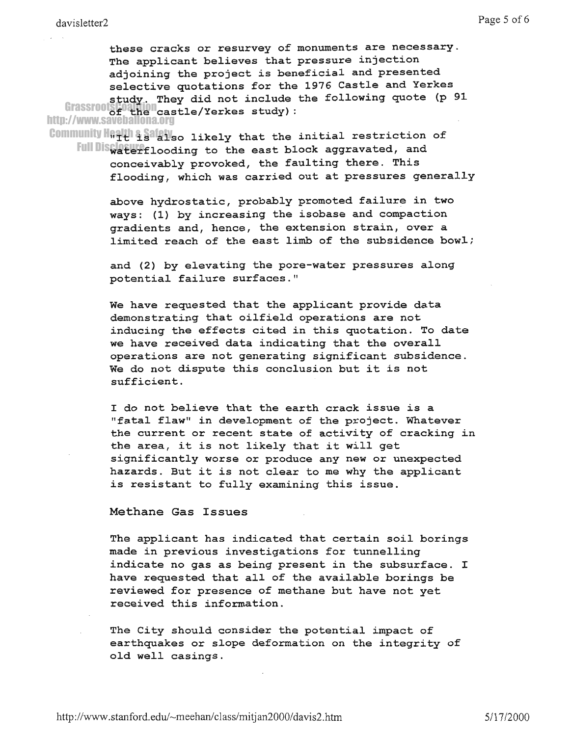these cracks or resurvey of monuments are necessary. The applicant believes that pressure injection adjoining the project is beneficial and presented selective quotations for the 1976 Castle and Yerkes study. They did not include the following quote (p 91 of the castle/Yerkes study):

"It is also likely that the initial restriction of waterflooding to the east block aggravated, and conceivably provoked, the faulting there. This flooding, which was carried out at pressures generally

above hydrostatic, probably promoted failure in two ways: (1) by increasing the isobase and compaction gradients and, hence, the extension strain, over a limited reach of the east limb of the subsidence bowl;

and (2) by elevating the pore-water pressures along potential failure surfaces."

We have requested that the applicant provide data demonstrating that oilfield operations are not inducing the effects cited in this quotation. To date we have received data indicating that the overall operations are not generating significant subsidence. We do not dispute this conclusion but it is not sufficient.

I do not believe that the earth crack issue is a "fatal flaw" in development of the project. Whatever the current or recent state of activity of cracking in the area, it is not likely that it will get significantly worse or produce any new or unexpected hazards. But it is not clear to me why the applicant is resistant to fully examining this issue.

## Methane Gas Issues

The applicant has indicated that certain soil borings made in previous investigations for tunnelling indicate no gas as being present in the subsurface. I have requested that all of the available borings be reviewed for presence of methane but have not yet received this information.

The City should consider the potential impact of earthquakes or slope deformation on the integrity of old well casings.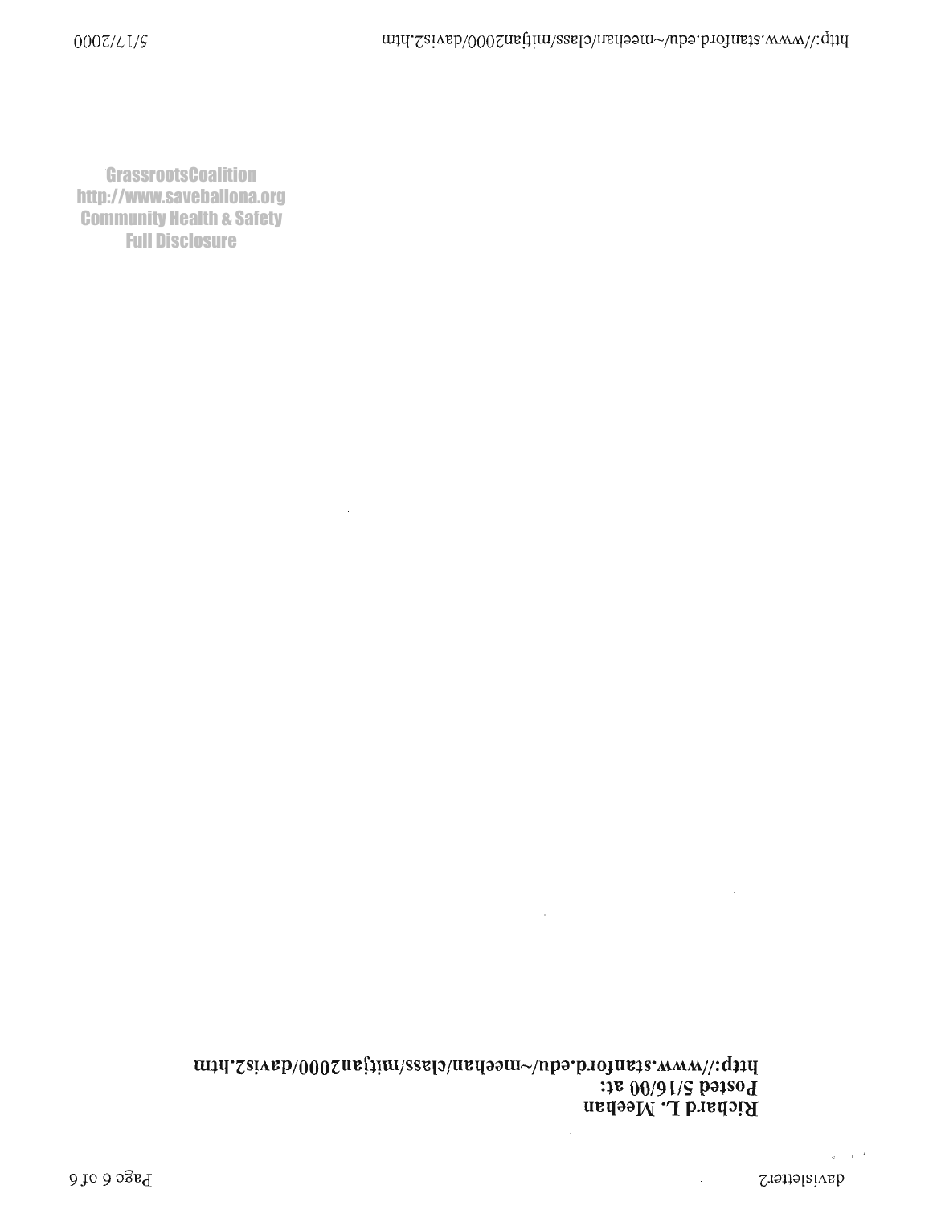**Richard L. Meehan**
**Posted 5/16/00 at:**
**http://www.stanford.edu/~meehan/class/mitjan2000/davis2.htm**

GrassrootsCoalition
http://www.saveballona.org
Community Health & Safety
Full Disclosure